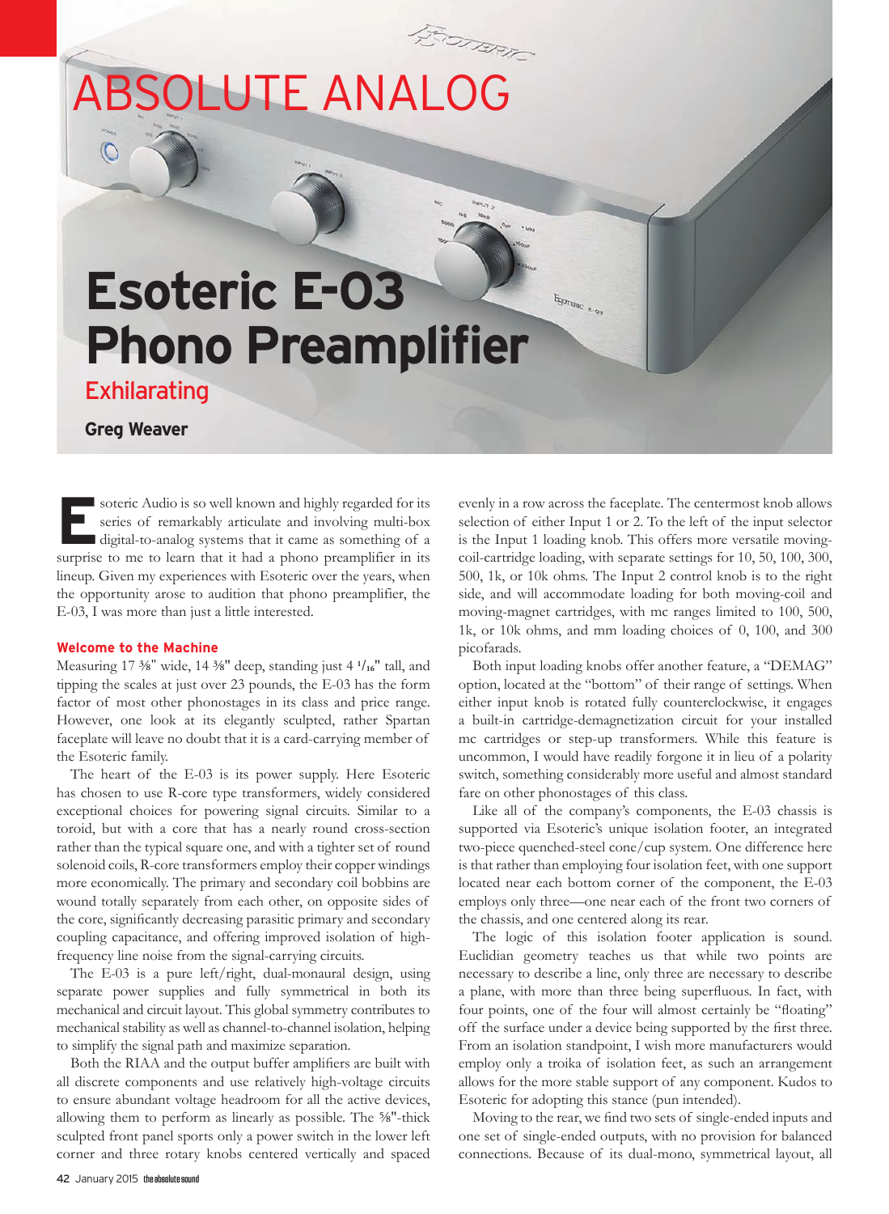# ABSOLUTE ANALOG

# Esoteric E-03 Phono Preamplifier

## Exhilarating

**Greg Weaver**

Esoteric Audio is so well known and highly regarded for its series of remarkably articulate and involving multi-box digital-to-analog systems that it came as something of a surprise to me to learn that it had a phono preamplifier in its lineup. Given my experiences with Esoteric over the years, when the opportunity arose to audition that phono preamplifier, the E-03, I was more than just a little interested.

### Welcome to the Machine

Measuring 17 ⅜" wide, 14 ⅜" deep, standing just 4 1/16" tall, and tipping the scales at just over 23 pounds, the E-03 has the form factor of most other phonostages in its class and price range. However, one look at its elegantly sculpted, rather Spartan faceplate will leave no doubt that it is a card-carrying member of the Esoteric family.

The heart of the E-03 is its power supply. Here Esoteric has chosen to use R-core type transformers, widely considered exceptional choices for powering signal circuits. Similar to a toroid, but with a core that has a nearly round cross-section rather than the typical square one, and with a tighter set of round solenoid coils, R-core transformers employ their copper windings more economically. The primary and secondary coil bobbins are wound totally separately from each other, on opposite sides of the core, significantly decreasing parasitic primary and secondary coupling capacitance, and offering improved isolation of high-frequency line noise from the signal-carrying circuits.

The E-03 is a pure left/right, dual-monaural design, using separate power supplies and fully symmetrical in both its mechanical and circuit layout. This global symmetry contributes to mechanical stability as well as channel-to-channel isolation, helping to simplify the signal path and maximize separation.

Both the RIAA and the output buffer amplifiers are built with all discrete components and use relatively high-voltage circuits to ensure abundant voltage headroom for all the active devices, allowing them to perform as linearly as possible. The ⅝"-thick sculpted front panel sports only a power switch in the lower left corner and three rotary knobs centered vertically and spaced evenly in a row across the faceplate. The centermost knob allows selection of either Input 1 or 2. To the left of the input selector is the Input 1 loading knob. This offers more versatile moving-coil-cartridge loading, with separate settings for 10, 50, 100, 300, 500, 1k, or 10k ohms. The Input 2 control knob is to the right side, and will accommodate loading for both moving-coil and moving-magnet cartridges, with mc ranges limited to 100, 500, 1k, or 10k ohms, and mm loading choices of 0, 100, and 300 picofarads.

Both input loading knobs offer another feature, a "DEMAG" option, located at the "bottom" of their range of settings. When either input knob is rotated fully counterclockwise, it engages a built-in cartridge-demagnetization circuit for your installed mc cartridges or step-up transformers. While this feature is uncommon, I would have readily forgone it in lieu of a polarity switch, something considerably more useful and almost standard fare on other phonostages of this class.

Like all of the company's components, the E-03 chassis is supported via Esoteric's unique isolation footer, an integrated two-piece quenched-steel cone/cup system. One difference here is that rather than employing four isolation feet, with one support located near each bottom corner of the component, the E-03 employs only three—one near each of the front two corners of the chassis, and one centered along its rear.

The logic of this isolation footer application is sound. Euclidian geometry teaches us that while two points are necessary to describe a line, only three are necessary to describe a plane, with more than three being superfluous. In fact, with four points, one of the four will almost certainly be "floating" off the surface under a device being supported by the first three. From an isolation standpoint, I wish more manufacturers would employ only a troika of isolation feet, as such an arrangement allows for the more stable support of any component. Kudos to Esoteric for adopting this stance (pun intended).

Moving to the rear, we find two sets of single-ended inputs and one set of single-ended outputs, with no provision for balanced connections. Because of its dual-mono, symmetrical layout, all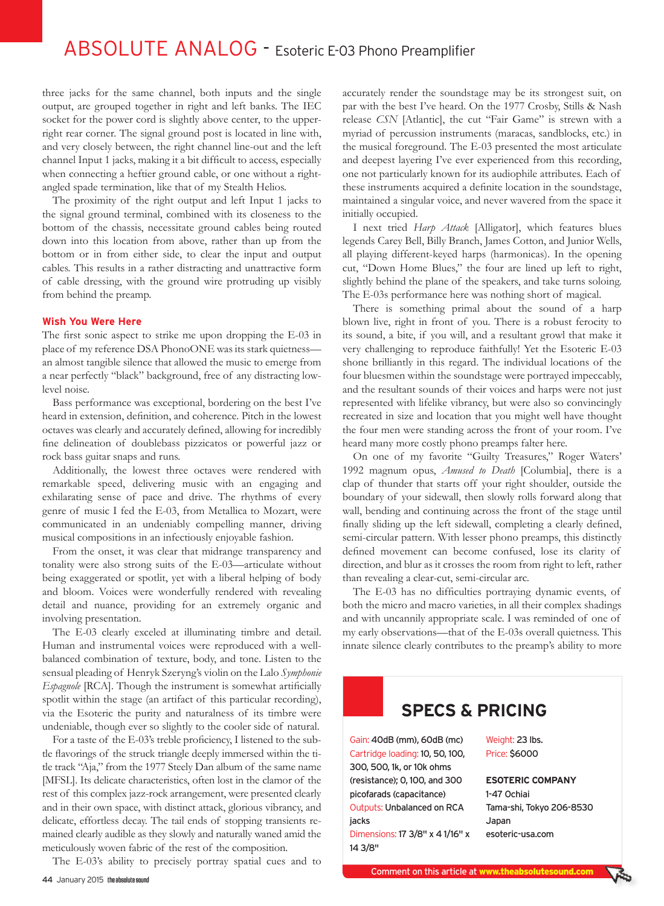three jacks for the same channel, both inputs and the single output, are grouped together in right and left banks. The IEC socket for the power cord is slightly above center, to the upper-right rear corner. The signal ground post is located in line with, and very closely between, the right channel line-out and the left channel Input 1 jacks, making it a bit difficult to access, especially when connecting a heftier ground cable, or one without a right-angled spade termination, like that of my Stealth Helios.

The proximity of the right output and left Input 1 jacks to the signal ground terminal, combined with its closeness to the bottom of the chassis, necessitate ground cables being routed down into this location from above, rather than up from the bottom or in from either side, to clear the input and output cables. This results in a rather distracting and unattractive form of cable dressing, with the ground wire protruding up visibly from behind the preamp.

### Wish You Were Here

The first sonic aspect to strike me upon dropping the E-03 in place of my reference DSA PhonoONE was its stark quietness—an almost tangible silence that allowed the music to emerge from a near perfectly "black" background, free of any distracting low-level noise.

Bass performance was exceptional, bordering on the best I've heard in extension, definition, and coherence. Pitch in the lowest octaves was clearly and accurately defined, allowing for incredibly fine delineation of doublebass pizzicatos or powerful jazz or rock bass guitar snaps and runs.

Additionally, the lowest three octaves were rendered with remarkable speed, delivering music with an engaging and exhilarating sense of pace and drive. The rhythms of every genre of music I fed the E-03, from Metallica to Mozart, were communicated in an undeniably compelling manner, driving musical compositions in an infectiously enjoyable fashion.

From the onset, it was clear that midrange transparency and tonality were also strong suits of the E-03—articulate without being exaggerated or spotlit, yet with a liberal helping of body and bloom. Voices were wonderfully rendered with revealing detail and nuance, providing for an extremely organic and involving presentation.

The E-03 clearly exceled at illuminating timbre and detail. Human and instrumental voices were reproduced with a well-balanced combination of texture, body, and tone. Listen to the sensual pleading of Henryk Szeryng's violin on the Lalo *Symphonie Espagnole* [RCA]. Though the instrument is somewhat artificially spotlit within the stage (an artifact of this particular recording), via the Esoteric the purity and naturalness of its timbre were undeniable, though ever so slightly to the cooler side of natural.

For a taste of the E-03's treble proficiency, I listened to the subtle flavorings of the struck triangle deeply immersed within the title track "Aja," from the 1977 Steely Dan album of the same name [MFSL]. Its delicate characteristics, often lost in the clamor of the rest of this complex jazz-rock arrangement, were presented clearly and in their own space, with distinct attack, glorious vibrancy, and delicate, effortless decay. The tail ends of stopping transients remained clearly audible as they slowly and naturally waned amid the meticulously woven fabric of the rest of the composition.

The E-03's ability to precisely portray spatial cues and to accurately render the soundstage may be its strongest suit, on par with the best I've heard. On the 1977 Crosby, Stills & Nash release *CSN* [Atlantic], the cut "Fair Game" is strewn with a myriad of percussion instruments (maracas, sandblocks, etc.) in the musical foreground. The E-03 presented the most articulate and deepest layering I've ever experienced from this recording, one not particularly known for its audiophile attributes. Each of these instruments acquired a definite location in the soundstage, maintained a singular voice, and never wavered from the space it initially occupied.

I next tried *Harp Attack* [Alligator], which features blues legends Carey Bell, Billy Branch, James Cotton, and Junior Wells, all playing different-keyed harps (harmonicas). In the opening cut, "Down Home Blues," the four are lined up left to right, slightly behind the plane of the speakers, and take turns soloing. The E-03s performance here was nothing short of magical.

There is something primal about the sound of a harp blown live, right in front of you. There is a robust ferocity to its sound, a bite, if you will, and a resultant growl that make it very challenging to reproduce faithfully! Yet the Esoteric E-03 shone brilliantly in this regard. The individual locations of the four bluesmen within the soundstage were portrayed impeccably, and the resultant sounds of their voices and harps were not just represented with lifelike vibrancy, but were also so convincingly recreated in size and location that you might well have thought the four men were standing across the front of your room. I've heard many more costly phono preamps falter here.

On one of my favorite "Guilty Treasures," Roger Waters' 1992 magnum opus, *Amused to Death* [Columbia], there is a clap of thunder that starts off your right shoulder, outside the boundary of your sidewall, then slowly rolls forward along that wall, bending and continuing across the front of the stage until finally sliding up the left sidewall, completing a clearly defined, semi-circular pattern. With lesser phono preamps, this distinctly defined movement can become confused, lose its clarity of direction, and blur as it crosses the room from right to left, rather than revealing a clear-cut, semi-circular arc.

The E-03 has no difficulties portraying dynamic events, of both the micro and macro varieties, in all their complex shadings and with uncannily appropriate scale. I was reminded of one of my early observations—that of the E-03s overall quietness. This innate silence clearly contributes to the preamp's ability to more

## SPECS & PRICING

Gain: 40dB (mm), 60dB (mc)
Cartridge loading: 10, 50, 100, 300, 500, 1k, or 10k ohms (resistance); 0, 100, and 300 picofarads (capacitance)
Outputs: Unbalanced on RCA jacks
Dimensions: 17 3/8" x 4 1/16" x 14 3/8"
Weight: 23 lbs.
Price: $6000

**ESOTERIC COMPANY**
1-47 Ochiai
Tama-shi, Tokyo 206-8530
Japan
esoteric-usa.com

Comment on this article at www.theabsolutesound.com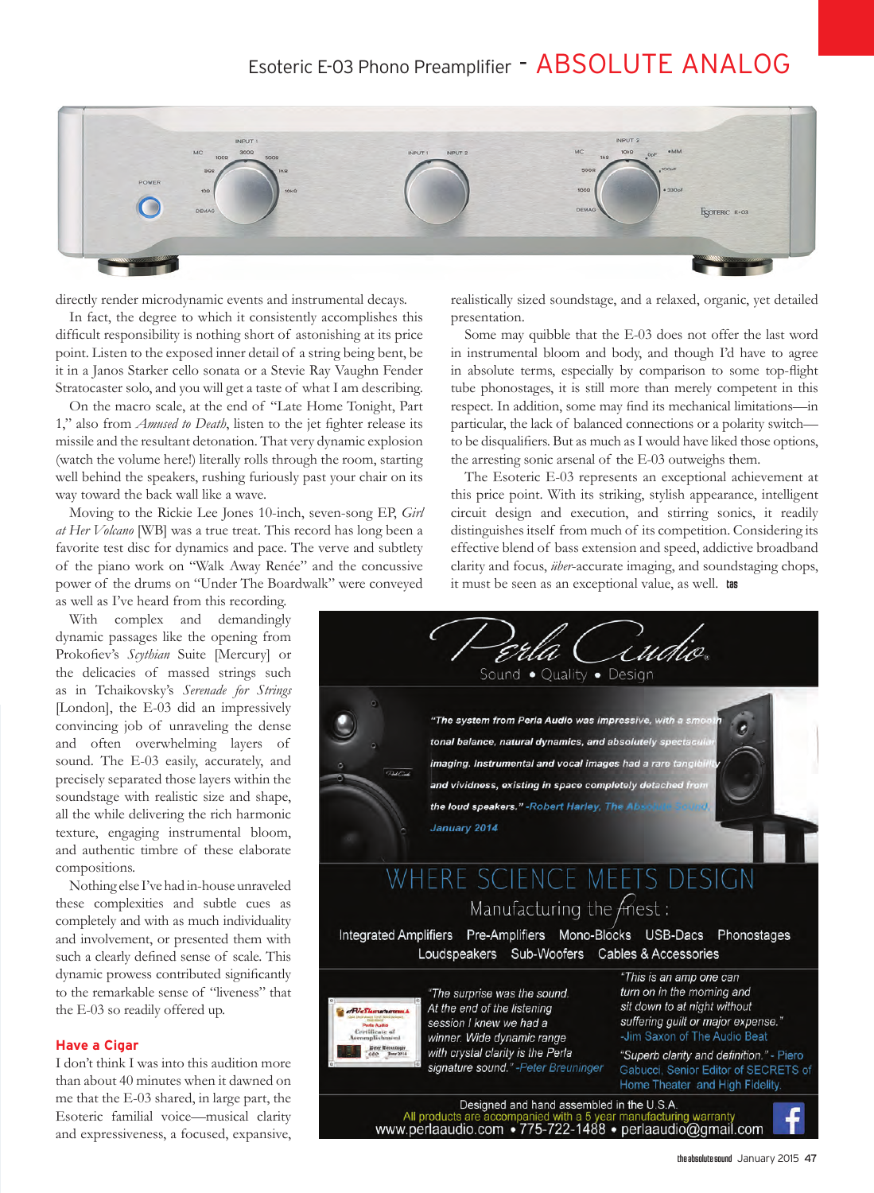directly render microdynamic events and instrumental decays.

In fact, the degree to which it consistently accomplishes this difficult responsibility is nothing short of astonishing at its price point. Listen to the exposed inner detail of a string being bent, be it in a Janos Starker cello sonata or a Stevie Ray Vaughn Fender Stratocaster solo, and you will get a taste of what I am describing.

On the macro scale, at the end of "Late Home Tonight, Part 1," also from *Amused to Death*, listen to the jet fighter release its missile and the resultant detonation. That very dynamic explosion (watch the volume here!) literally rolls through the room, starting well behind the speakers, rushing furiously past your chair on its way toward the back wall like a wave.

Moving to the Rickie Lee Jones 10-inch, seven-song EP, *Girl at Her Volcano* [WB] was a true treat. This record has long been a favorite test disc for dynamics and pace. The verve and subtlety of the piano work on "Walk Away Renée" and the concussive power of the drums on "Under The Boardwalk" were conveyed as well as I've heard from this recording.

With complex and demandingly dynamic passages like the opening from Prokofiev's *Scythian* Suite [Mercury] or the delicacies of massed strings such as in Tchaikovsky's *Serenade for Strings* [London], the E-03 did an impressively convincing job of unraveling the dense and often overwhelming layers of sound. The E-03 easily, accurately, and precisely separated those layers within the soundstage with realistic size and shape, all the while delivering the rich harmonic texture, engaging instrumental bloom, and authentic timbre of these elaborate compositions.

Nothing else I've had in-house unraveled these complexities and subtle cues as completely and with as much individuality and involvement, or presented them with such a clearly defined sense of scale. This dynamic prowess contributed significantly to the remarkable sense of "liveness" that the E-03 so readily offered up.

### Have a Cigar

I don't think I was into this audition more than about 40 minutes when it dawned on me that the E-03 shared, in large part, the Esoteric familial voice—musical clarity and expressiveness, a focused, expansive, realistically sized soundstage, and a relaxed, organic, yet detailed presentation.

Some may quibble that the E-03 does not offer the last word in instrumental bloom and body, and though I'd have to agree in absolute terms, especially by comparison to some top-flight tube phonostages, it is still more than merely competent in this respect. In addition, some may find its mechanical limitations—in particular, the lack of balanced connections or a polarity switch—to be disqualifiers. But as much as I would have liked those options, the arresting sonic arsenal of the E-03 outweighs them.

The Esoteric E-03 represents an exceptional achievement at this price point. With its striking, stylish appearance, intelligent circuit design and execution, and stirring sonics, it readily distinguishes itself from much of its competition. Considering its effective blend of bass extension and speed, addictive broadband clarity and focus, *über*-accurate imaging, and soundstaging chops, it must be seen as an exceptional value, as well. **tas**